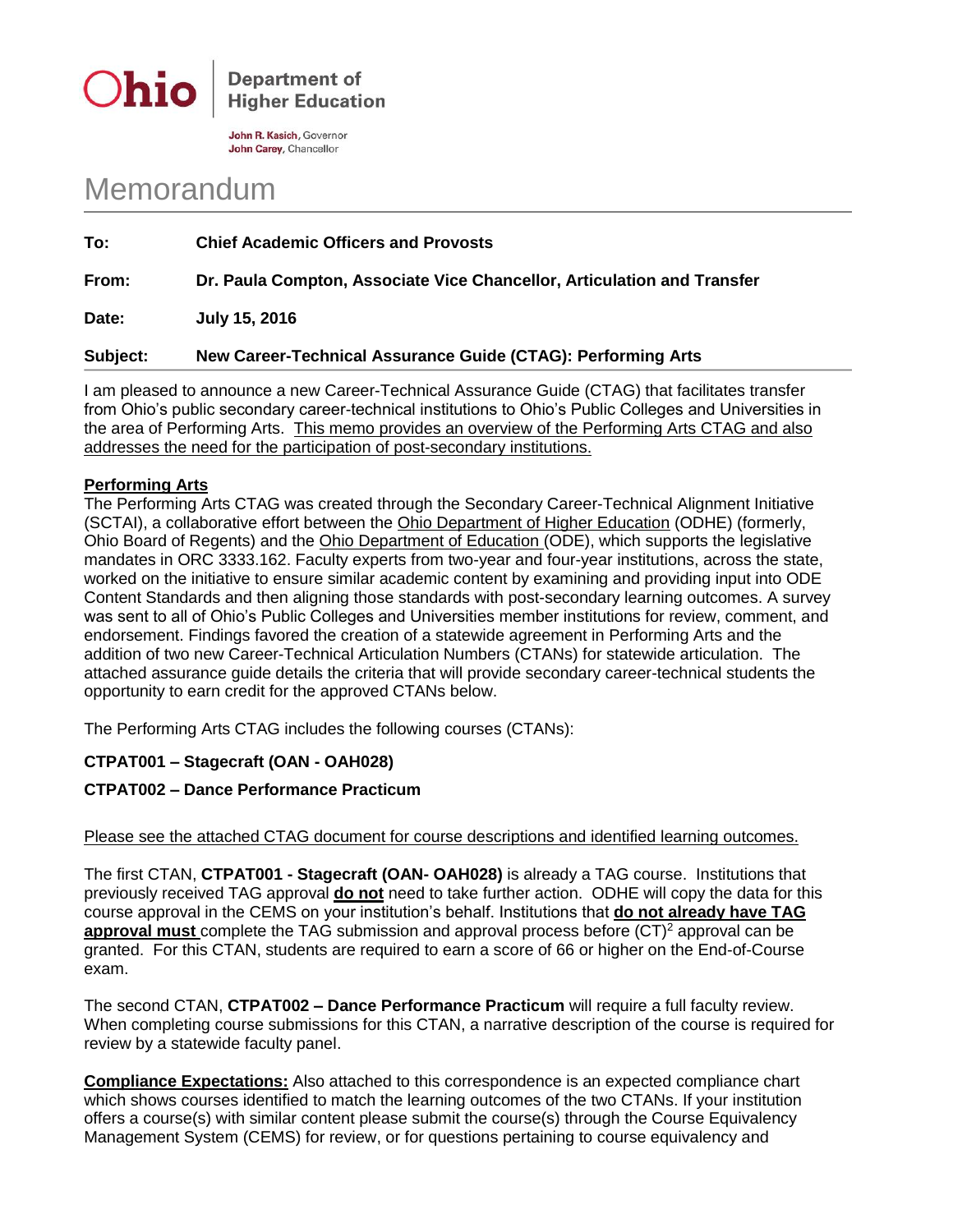**Ohio** | **Department of Higher Education**

**John R. Kasich**, Governor
**John Carey**, Chancellor

# Memorandum

**To:** **Chief Academic Officers and Provosts**

**From:** **Dr. Paula Compton, Associate Vice Chancellor, Articulation and Transfer**

**Date:** **July 15, 2016**

**Subject:** **New Career-Technical Assurance Guide (CTAG): Performing Arts**

I am pleased to announce a new Career-Technical Assurance Guide (CTAG) that facilitates transfer from Ohio's public secondary career-technical institutions to Ohio's Public Colleges and Universities in the area of Performing Arts. This memo provides an overview of the Performing Arts CTAG and also addresses the need for the participation of post-secondary institutions.

**Performing Arts**

The Performing Arts CTAG was created through the Secondary Career-Technical Alignment Initiative (SCTAI), a collaborative effort between the Ohio Department of Higher Education (ODHE) (formerly, Ohio Board of Regents) and the Ohio Department of Education (ODE), which supports the legislative mandates in ORC 3333.162. Faculty experts from two-year and four-year institutions, across the state, worked on the initiative to ensure similar academic content by examining and providing input into ODE Content Standards and then aligning those standards with post-secondary learning outcomes. A survey was sent to all of Ohio's Public Colleges and Universities member institutions for review, comment, and endorsement. Findings favored the creation of a statewide agreement in Performing Arts and the addition of two new Career-Technical Articulation Numbers (CTANs) for statewide articulation. The attached assurance guide details the criteria that will provide secondary career-technical students the opportunity to earn credit for the approved CTANs below.

The Performing Arts CTAG includes the following courses (CTANs):

**CTPAT001 – Stagecraft (OAN - OAH028)**

**CTPAT002 – Dance Performance Practicum**

Please see the attached CTAG document for course descriptions and identified learning outcomes.

The first CTAN, **CTPAT001 - Stagecraft (OAN- OAH028)** is already a TAG course. Institutions that previously received TAG approval **do not** need to take further action. ODHE will copy the data for this course approval in the CEMS on your institution's behalf. Institutions that **do not already have TAG approval must** complete the TAG submission and approval process before $(CT)^2$ approval can be granted. For this CTAN, students are required to earn a score of 66 or higher on the End-of-Course exam.

The second CTAN, **CTPAT002 – Dance Performance Practicum** will require a full faculty review. When completing course submissions for this CTAN, a narrative description of the course is required for review by a statewide faculty panel.

**Compliance Expectations:** Also attached to this correspondence is an expected compliance chart which shows courses identified to match the learning outcomes of the two CTANs. If your institution offers a course(s) with similar content please submit the course(s) through the Course Equivalency Management System (CEMS) for review, or for questions pertaining to course equivalency and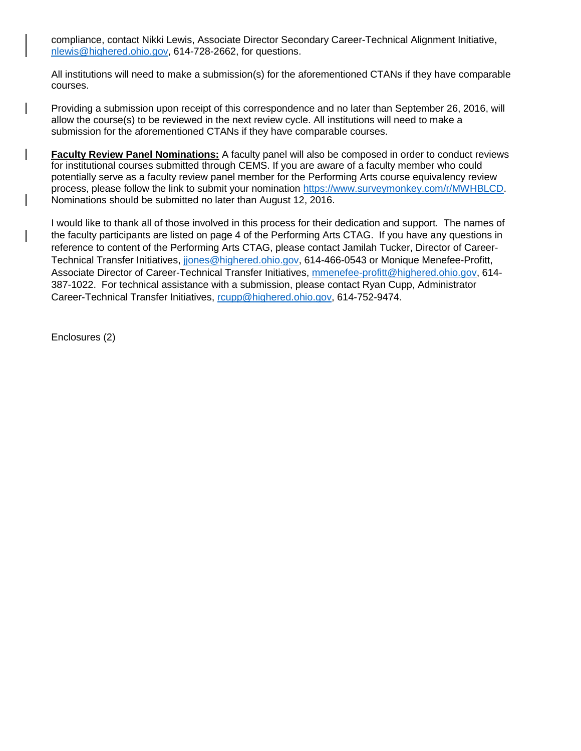compliance, contact Nikki Lewis, Associate Director Secondary Career-Technical Alignment Initiative, nlewis@highered.ohio.gov, 614-728-2662, for questions.

All institutions will need to make a submission(s) for the aforementioned CTANs if they have comparable courses.

Providing a submission upon receipt of this correspondence and no later than September 26, 2016, will allow the course(s) to be reviewed in the next review cycle. All institutions will need to make a submission for the aforementioned CTANs if they have comparable courses.

**Faculty Review Panel Nominations:** A faculty panel will also be composed in order to conduct reviews for institutional courses submitted through CEMS. If you are aware of a faculty member who could potentially serve as a faculty review panel member for the Performing Arts course equivalency review process, please follow the link to submit your nomination https://www.surveymonkey.com/r/MWHBLCD. Nominations should be submitted no later than August 12, 2016.

I would like to thank all of those involved in this process for their dedication and support. The names of the faculty participants are listed on page 4 of the Performing Arts CTAG. If you have any questions in reference to content of the Performing Arts CTAG, please contact Jamilah Tucker, Director of Career-Technical Transfer Initiatives, jjones@highered.ohio.gov, 614-466-0543 or Monique Menefee-Profitt, Associate Director of Career-Technical Transfer Initiatives, mmenefee-profitt@highered.ohio.gov, 614-387-1022. For technical assistance with a submission, please contact Ryan Cupp, Administrator Career-Technical Transfer Initiatives, rcupp@highered.ohio.gov, 614-752-9474.

Enclosures (2)